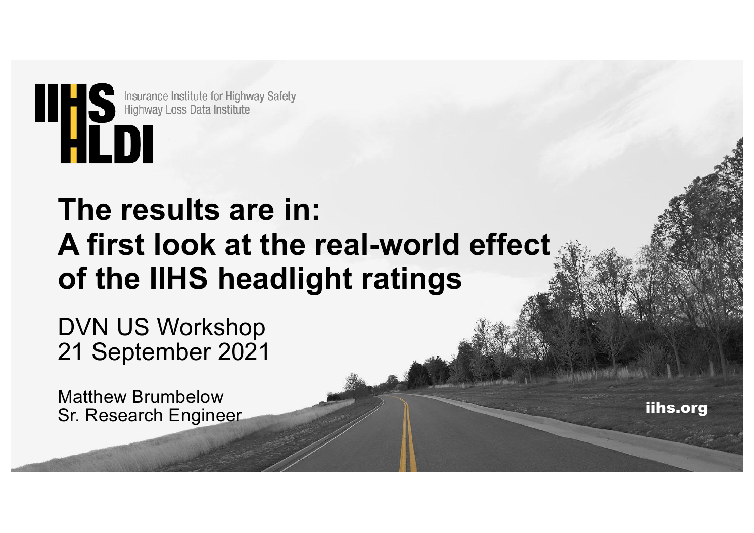IIHS HLDI

Insurance Institute for Highway Safety
Highway Loss Data Institute

# The results are in: A first look at the real-world effect of the IIHS headlight ratings

DVN US Workshop
21 September 2021

Matthew Brumbelow
Sr. Research Engineer

iihs.org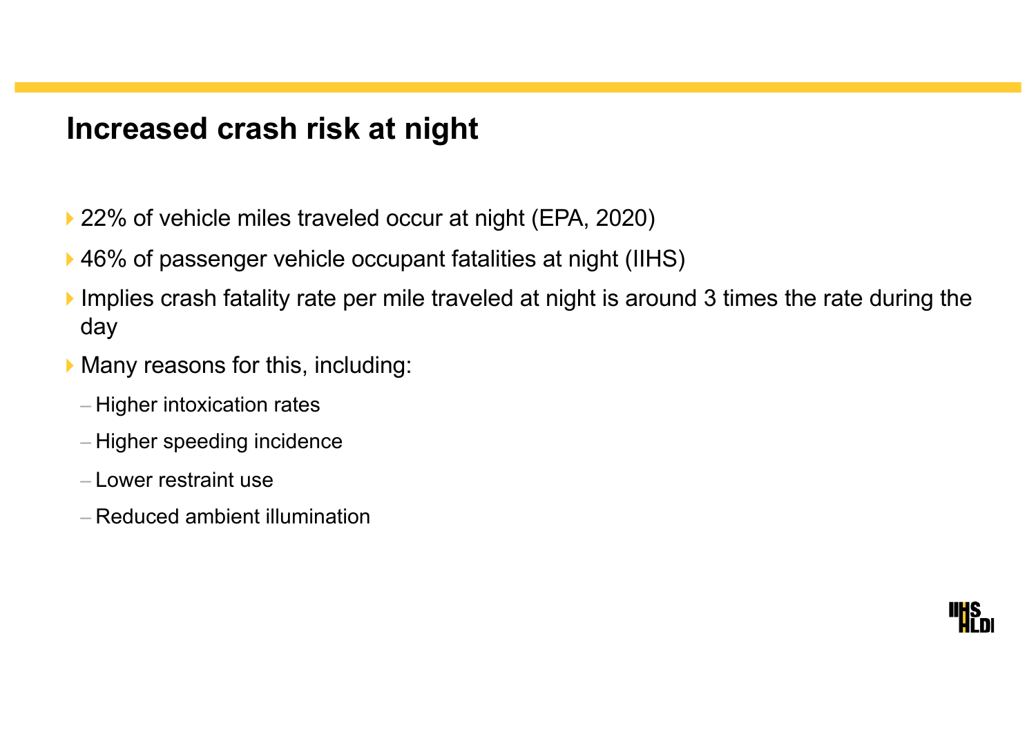## Increased crash risk at night

- 22% of vehicle miles traveled occur at night (EPA, 2020)
- 46% of passenger vehicle occupant fatalities at night (IIHS)
- Implies crash fatality rate per mile traveled at night is around 3 times the rate during the day
- Many reasons for this, including:
  - Higher intoxication rates
  - Higher speeding incidence
  - Lower restraint use
  - Reduced ambient illumination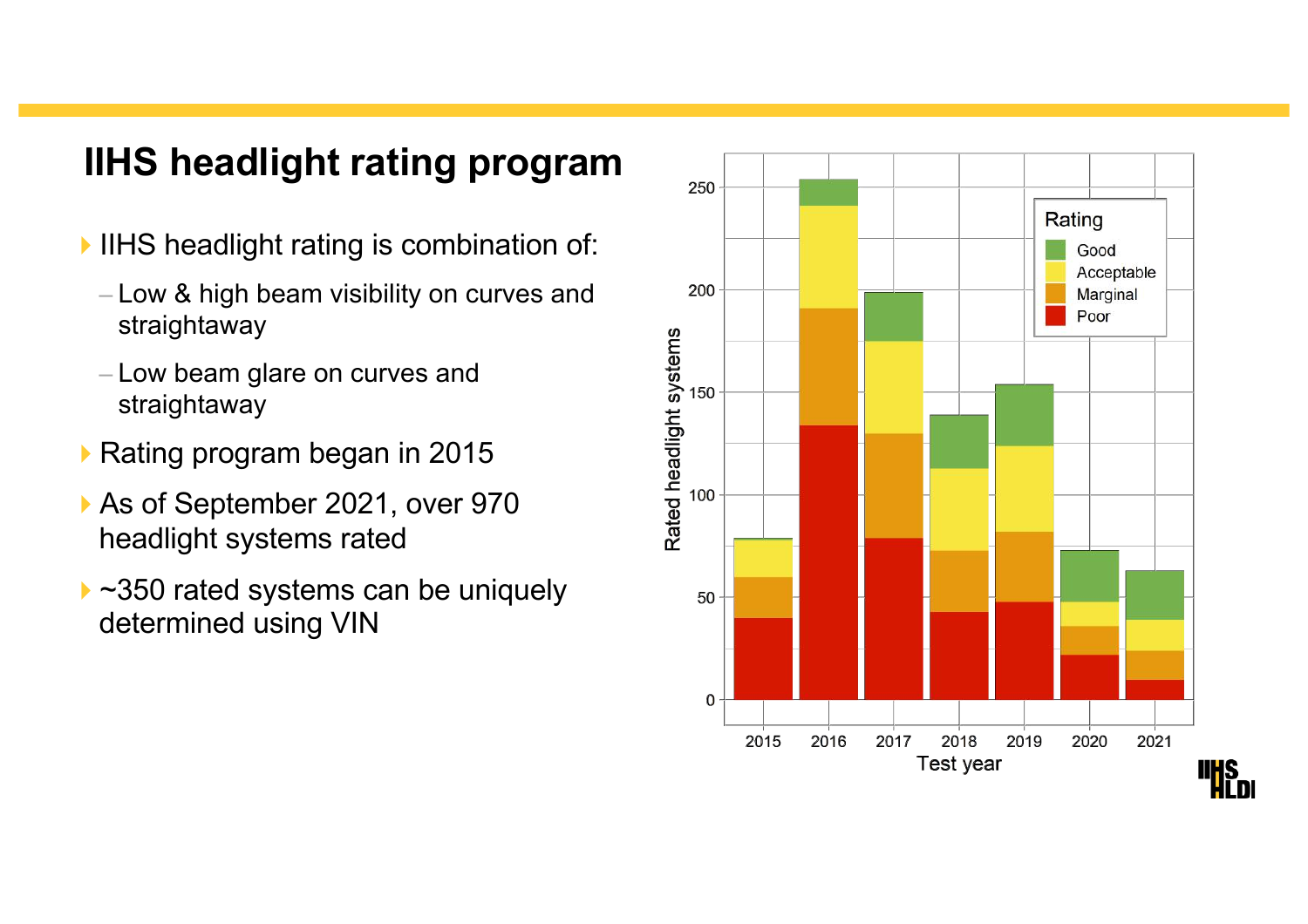# IIHS headlight rating program

- IIHS headlight rating is combination of:
  - Low & high beam visibility on curves and straightaway
  - Low beam glare on curves and straightaway
- Rating program began in 2015
- As of September 2021, over 970 headlight systems rated
- ~350 rated systems can be uniquely determined using VIN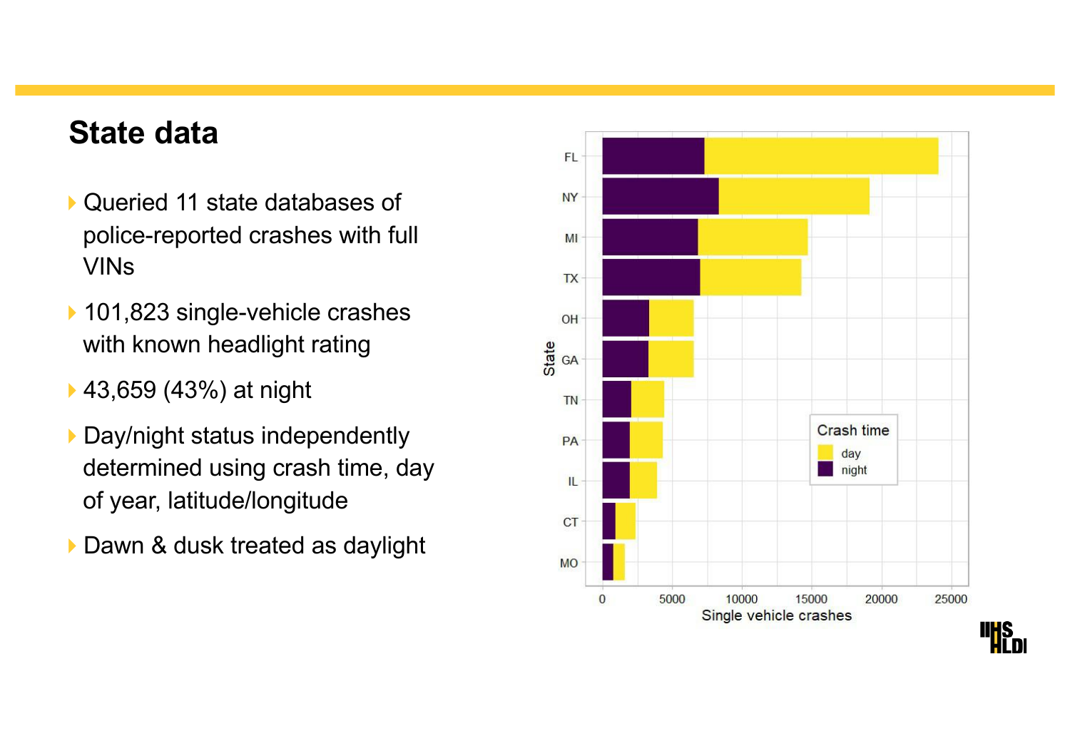# State data

- Queried 11 state databases of police-reported crashes with full VINs
- 101,823 single-vehicle crashes with known headlight rating
- 43,659 (43%) at night
- Day/night status independently determined using crash time, day of year, latitude/longitude
- Dawn & dusk treated as daylight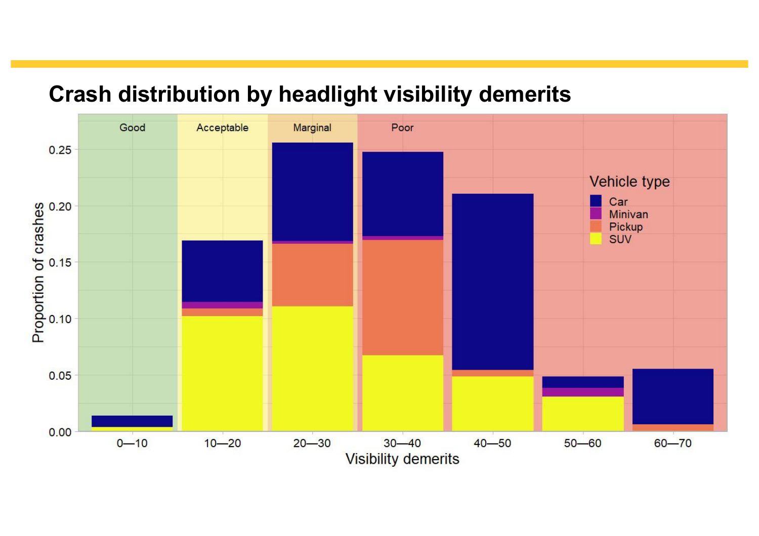# Crash distribution by headlight visibility demerits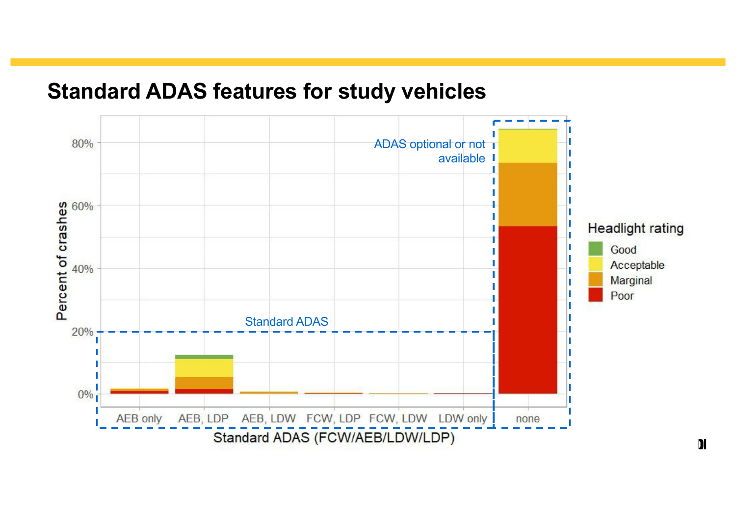# Standard ADAS features for study vehicles

ADAS optional or not available

Standard ADAS

Percent of crashes

Standard ADAS (FCW/AEB/LDW/LDP)

AEB only | AEB, LDP | AEB, LDW | FCW, LDP | FCW, LDW | LDW only | none

Headlight rating

- Good
- Acceptable
- Marginal
- Poor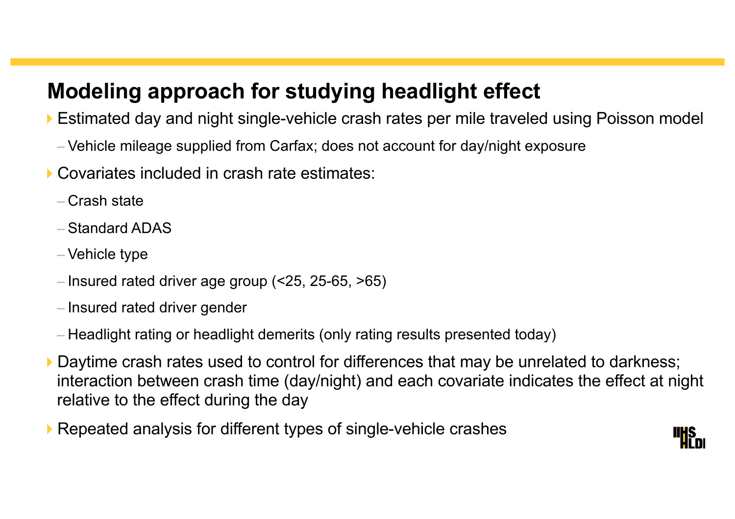# Modeling approach for studying headlight effect

- Estimated day and night single-vehicle crash rates per mile traveled using Poisson model
  - Vehicle mileage supplied from Carfax; does not account for day/night exposure
- Covariates included in crash rate estimates:
  - Crash state
  - Standard ADAS
  - Vehicle type
  - Insured rated driver age group (<25, 25-65, >65)
  - Insured rated driver gender
  - Headlight rating or headlight demerits (only rating results presented today)
- Daytime crash rates used to control for differences that may be unrelated to darkness; interaction between crash time (day/night) and each covariate indicates the effect at night relative to the effect during the day
- Repeated analysis for different types of single-vehicle crashes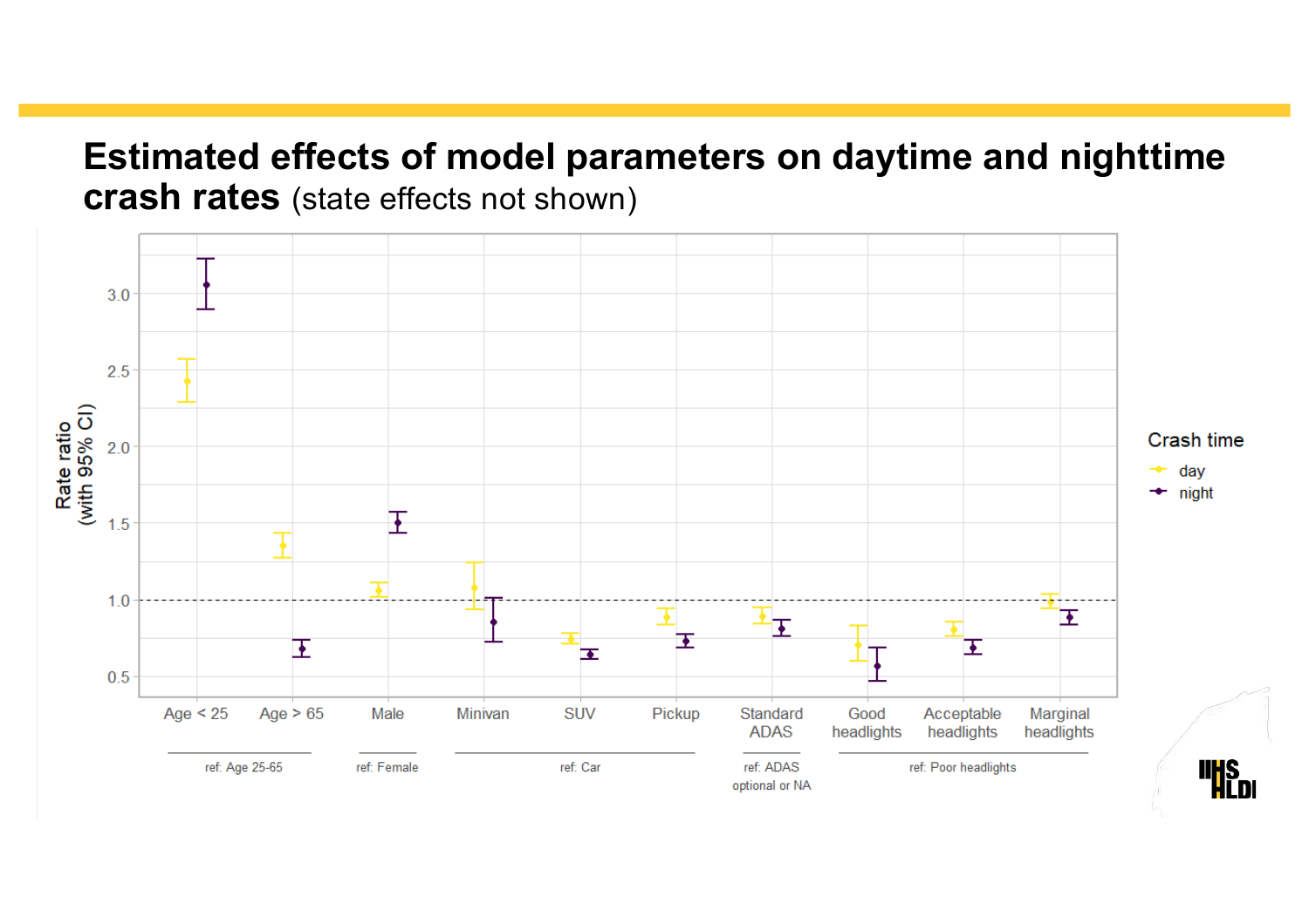# Estimated effects of model parameters on daytime and nighttime crash rates (state effects not shown)

Rate ratio (with 95% CI)

Crash time: day, night

| | Age < 25 | Age > 65 | Male | Minivan | SUV | Pickup | Standard ADAS | Good headlights | Acceptable headlights | Marginal headlights |
|---|---|---|---|---|---|---|---|---|---|---|
| Reference | ref: Age 25-65 | ref: Age 25-65 | ref: Female | ref: Car | ref: Car | ref: Car | ref: ADAS optional or NA | ref: Poor headlights | ref: Poor headlights | ref: Poor headlights |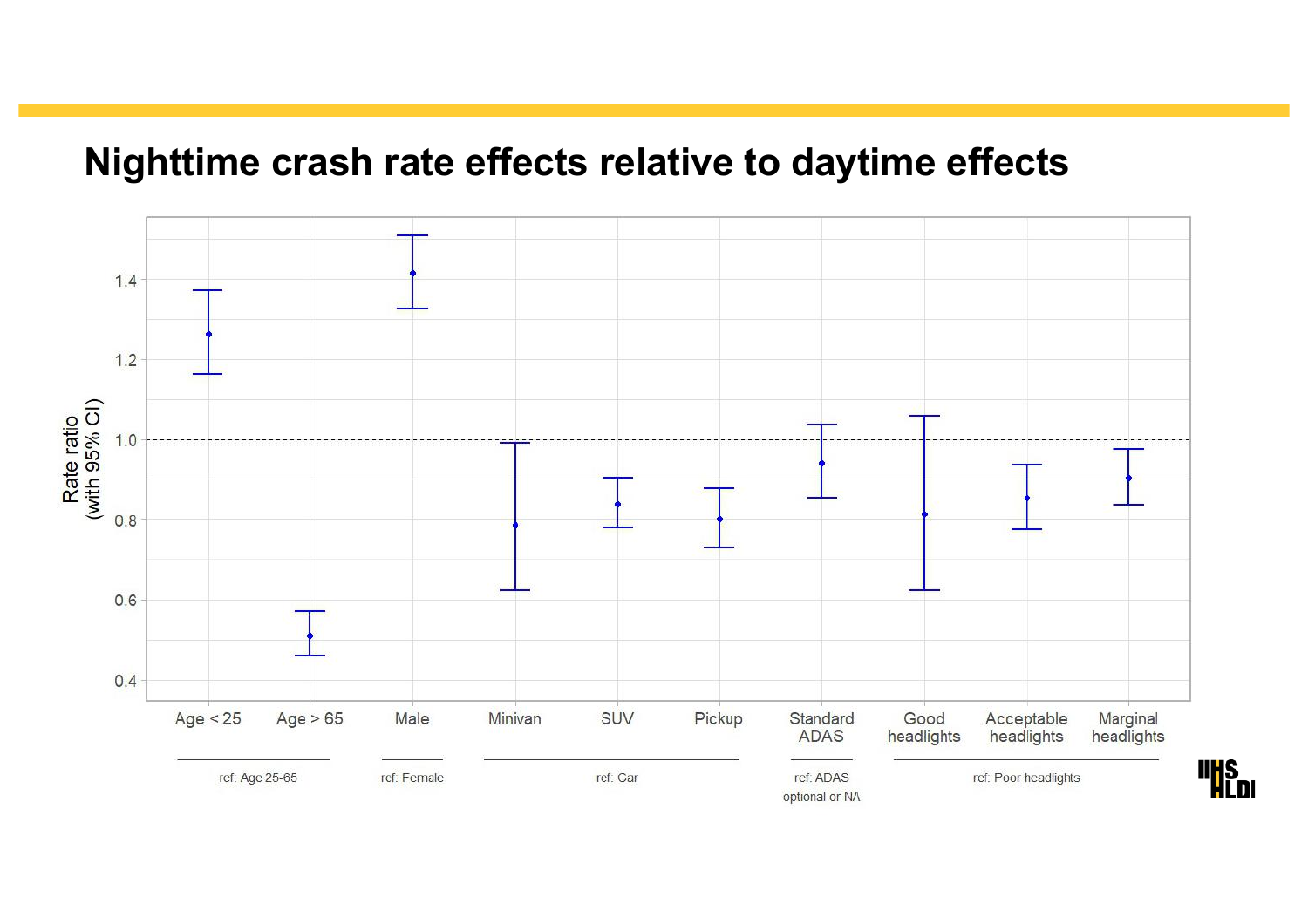# Nighttime crash rate effects relative to daytime effects

Rate ratio (with 95% CI)

1.4

1.2

1.0

0.8

0.6

0.4

Age < 25 | Age > 65 | Male | Minivan | SUV | Pickup | Standard ADAS | Good headlights | Acceptable headlights | Marginal headlights

ref: Age 25-65 | ref: Female | ref: Car | ref: ADAS optional or NA | ref: Poor headlights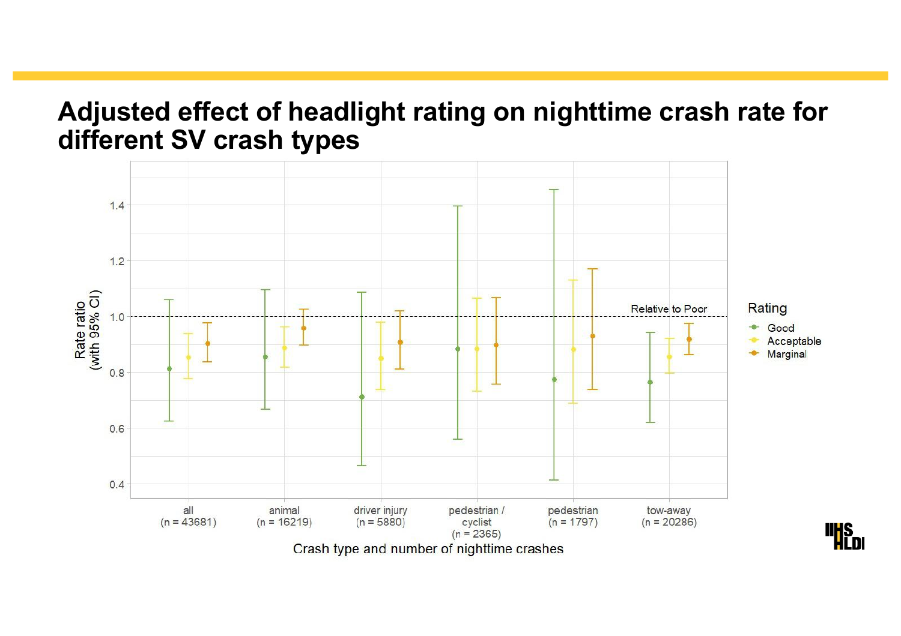# Adjusted effect of headlight rating on nighttime crash rate for different SV crash types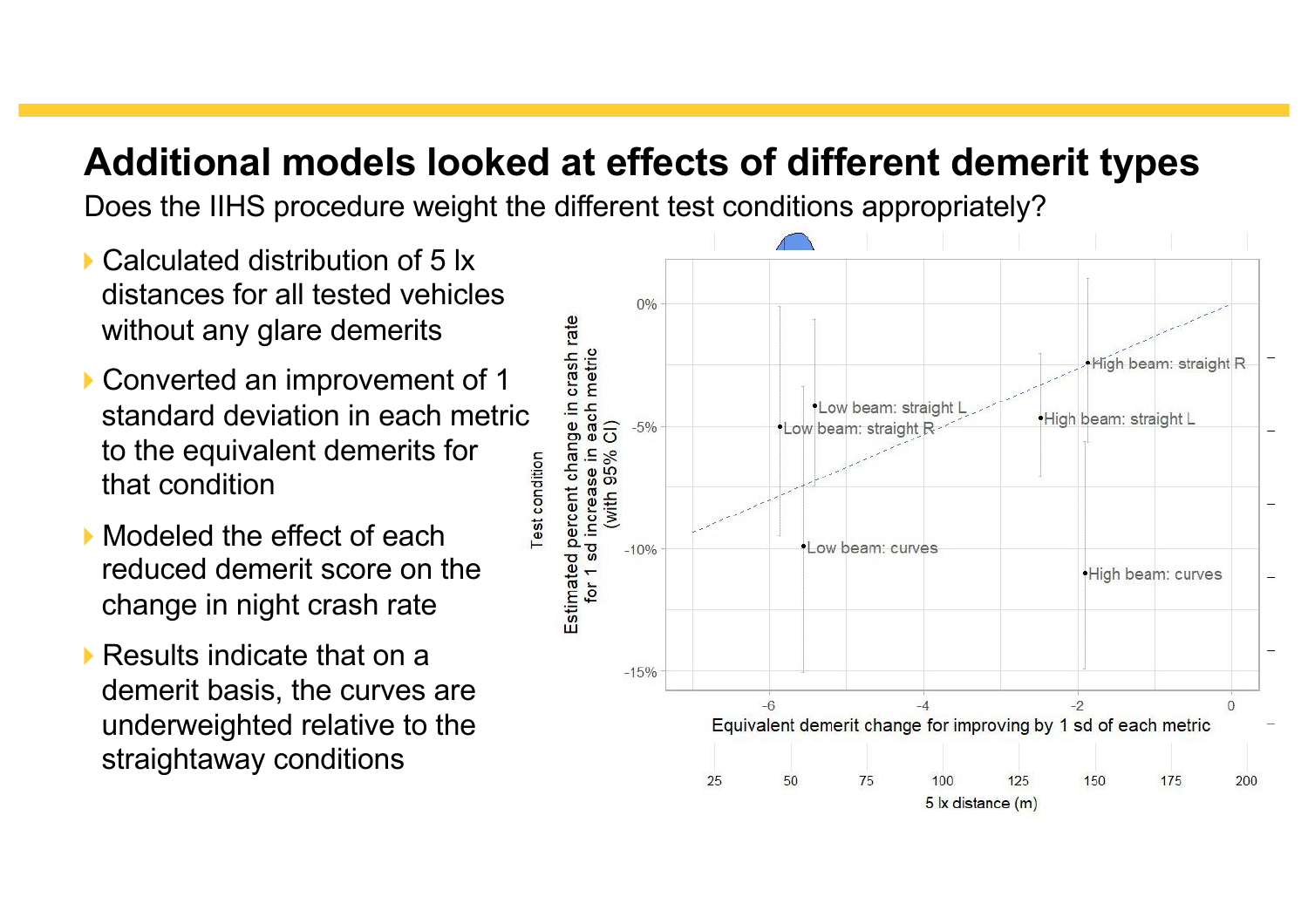# Additional models looked at effects of different demerit types

Does the IIHS procedure weight the different test conditions appropriately?

- Calculated distribution of 5 lx distances for all tested vehicles without any glare demerits
- Converted an improvement of 1 standard deviation in each metric to the equivalent demerits for that condition
- Modeled the effect of each reduced demerit score on the change in night crash rate
- Results indicate that on a demerit basis, the curves are underweighted relative to the straightaway conditions

Test condition

Estimated percent change in crash rate for 1 sd increase in each metric (with 95% CI)

0%

-5%

-10%

-15%

High beam: straight R

Low beam: straight L

Low beam: straight R

High beam: straight L

Low beam: curves

High beam: curves

-6 -4 -2 0

Equivalent demerit change for improving by 1 sd of each metric

25 50 75 100 125 150 175 200

5 lx distance (m)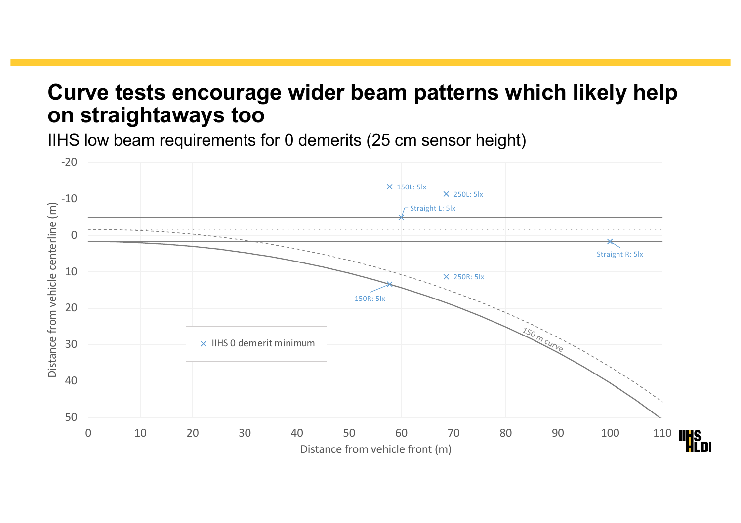# Curve tests encourage wider beam patterns which likely help on straightaways too

IIHS low beam requirements for 0 demerits (25 cm sensor height)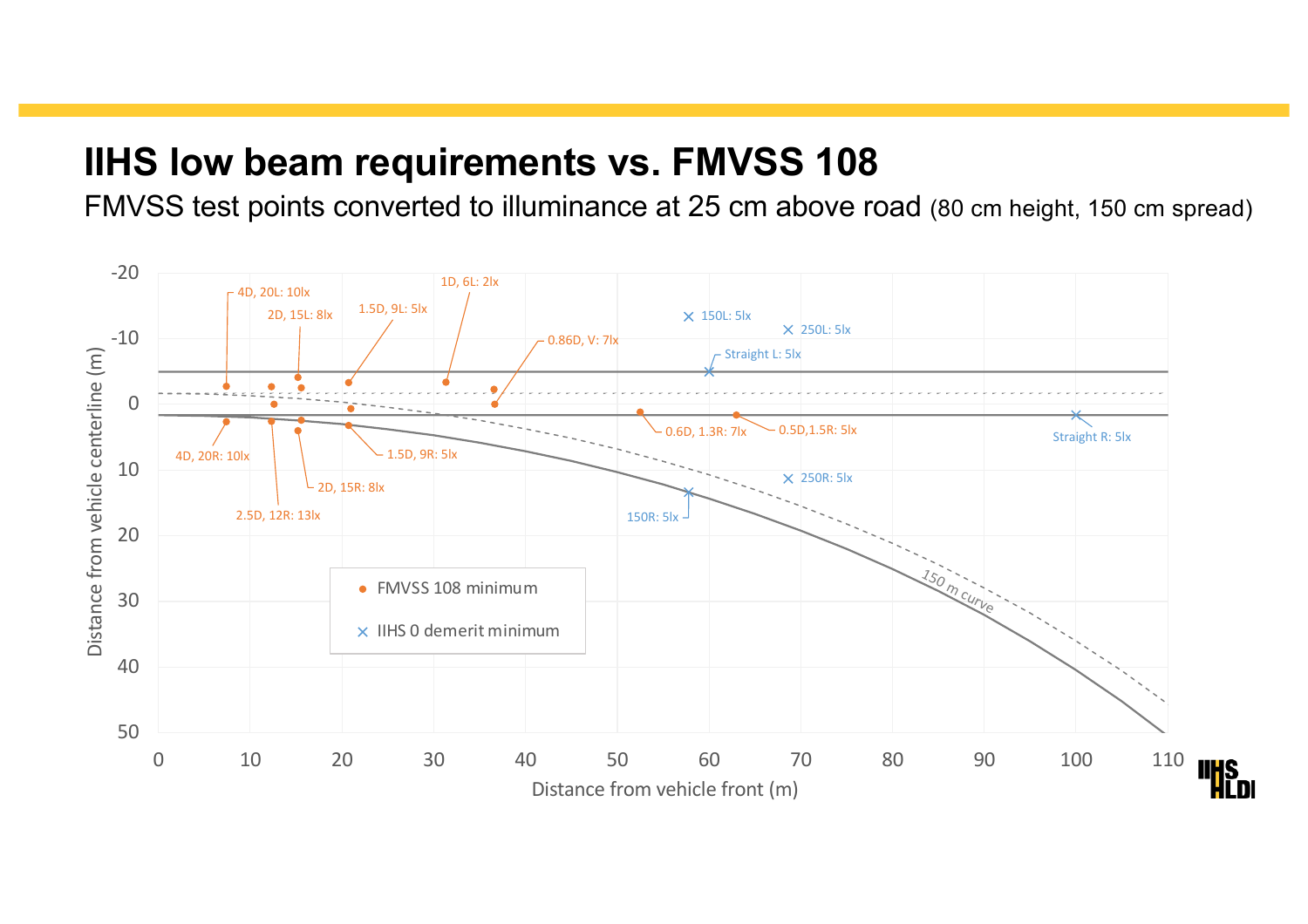# IIHS low beam requirements vs. FMVSS 108

FMVSS test points converted to illuminance at 25 cm above road (80 cm height, 150 cm spread)

-20
-10
0
10
20
30
40
50

Distance from vehicle centerline (m)

0 10 20 30 40 50 60 70 80 90 100 110

Distance from vehicle front (m)

4D, 20L: 10lx
2D, 15L: 8lx
1.5D, 9L: 5lx
1D, 6L: 2lx
0.86D, V: 7lx
150L: 5lx
250L: 5lx
Straight L: 5lx
0.6D, 1.3R: 7lx
0.5D,1.5R: 5lx
Straight R: 5lx
4D, 20R: 10lx
1.5D, 9R: 5lx
2D, 15R: 8lx
2.5D, 12R: 13lx
250R: 5lx
150R: 5lx
150 m curve

- FMVSS 108 minimum
- IIHS 0 demerit minimum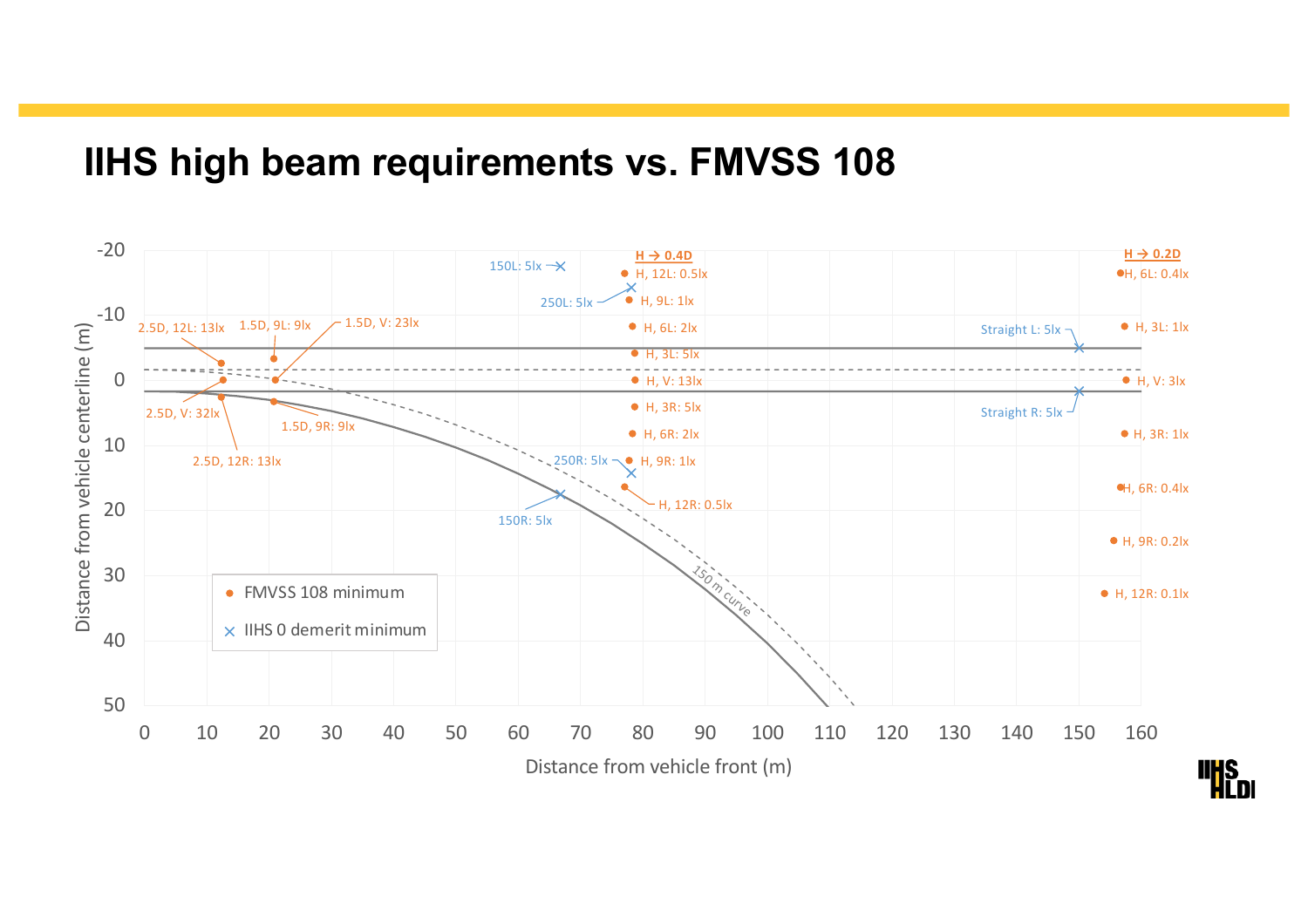# IIHS high beam requirements vs. FMVSS 108

Distance from vehicle centerline (m)

-20
-10
0
10
20
30
40
50

Distance from vehicle front (m)

0 10 20 30 40 50 60 70 80 90 100 110 120 130 140 150 160

2.5D, 12L: 13lx
1.5D, 9L: 9lx
1.5D, V: 23lx
2.5D, V: 32lx
1.5D, 9R: 9lx
2.5D, 12R: 13lx

150L: 5lx
250L: 5lx
250R: 5lx
150R: 5lx

H → 0.4D
H, 12L: 0.5lx
H, 9L: 1lx
H, 6L: 2lx
H, 3L: 5lx
H, V: 13lx
H, 3R: 5lx
H, 6R: 2lx
H, 9R: 1lx
H, 12R: 0.5lx

150 m curve

Straight L: 5lx
Straight R: 5lx

H → 0.2D
H, 6L: 0.4lx
H, 3L: 1lx
H, V: 3lx
H, 3R: 1lx
H, 6R: 0.4lx
H, 9R: 0.2lx
H, 12R: 0.1lx

- FMVSS 108 minimum
- IIHS 0 demerit minimum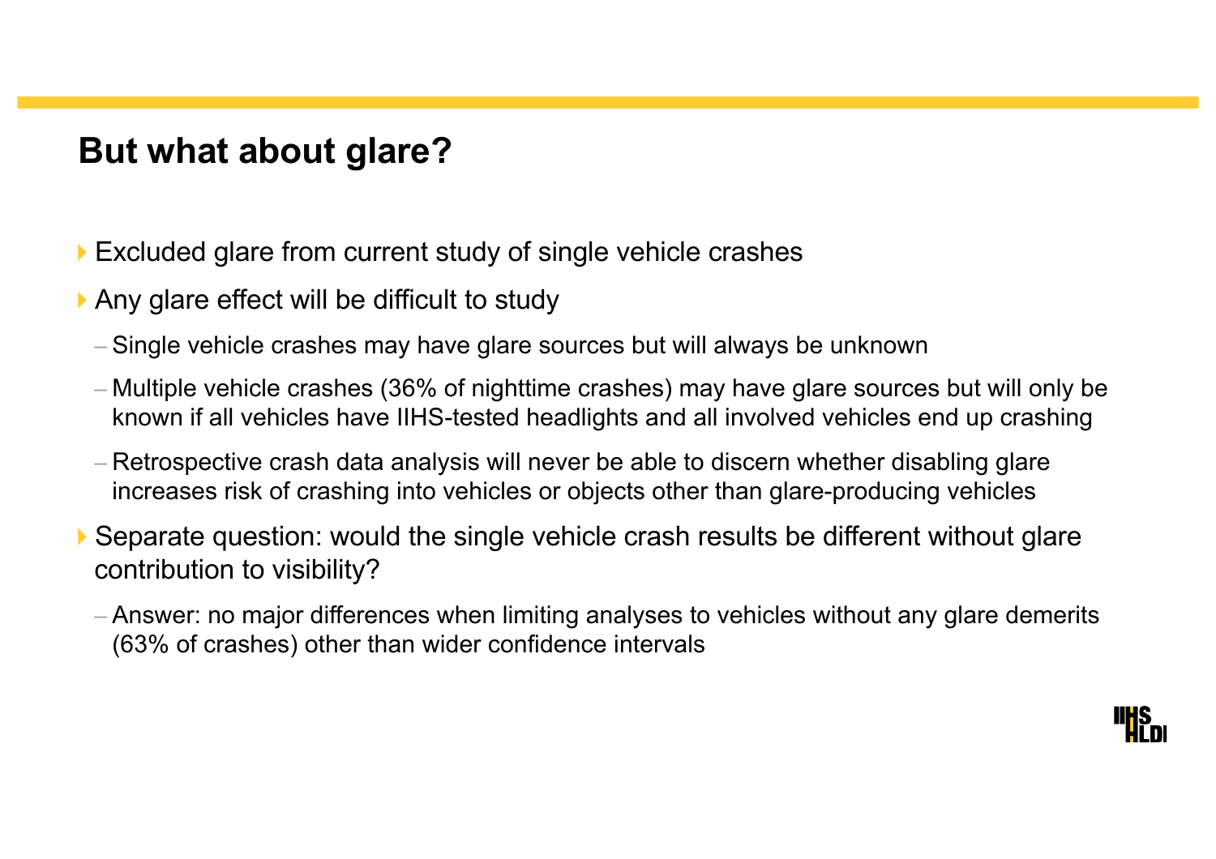## But what about glare?

- Excluded glare from current study of single vehicle crashes
- Any glare effect will be difficult to study
  - Single vehicle crashes may have glare sources but will always be unknown
  - Multiple vehicle crashes (36% of nighttime crashes) may have glare sources but will only be known if all vehicles have IIHS-tested headlights and all involved vehicles end up crashing
  - Retrospective crash data analysis will never be able to discern whether disabling glare increases risk of crashing into vehicles or objects other than glare-producing vehicles
- Separate question: would the single vehicle crash results be different without glare contribution to visibility?
  - Answer: no major differences when limiting analyses to vehicles without any glare demerits (63% of crashes) other than wider confidence intervals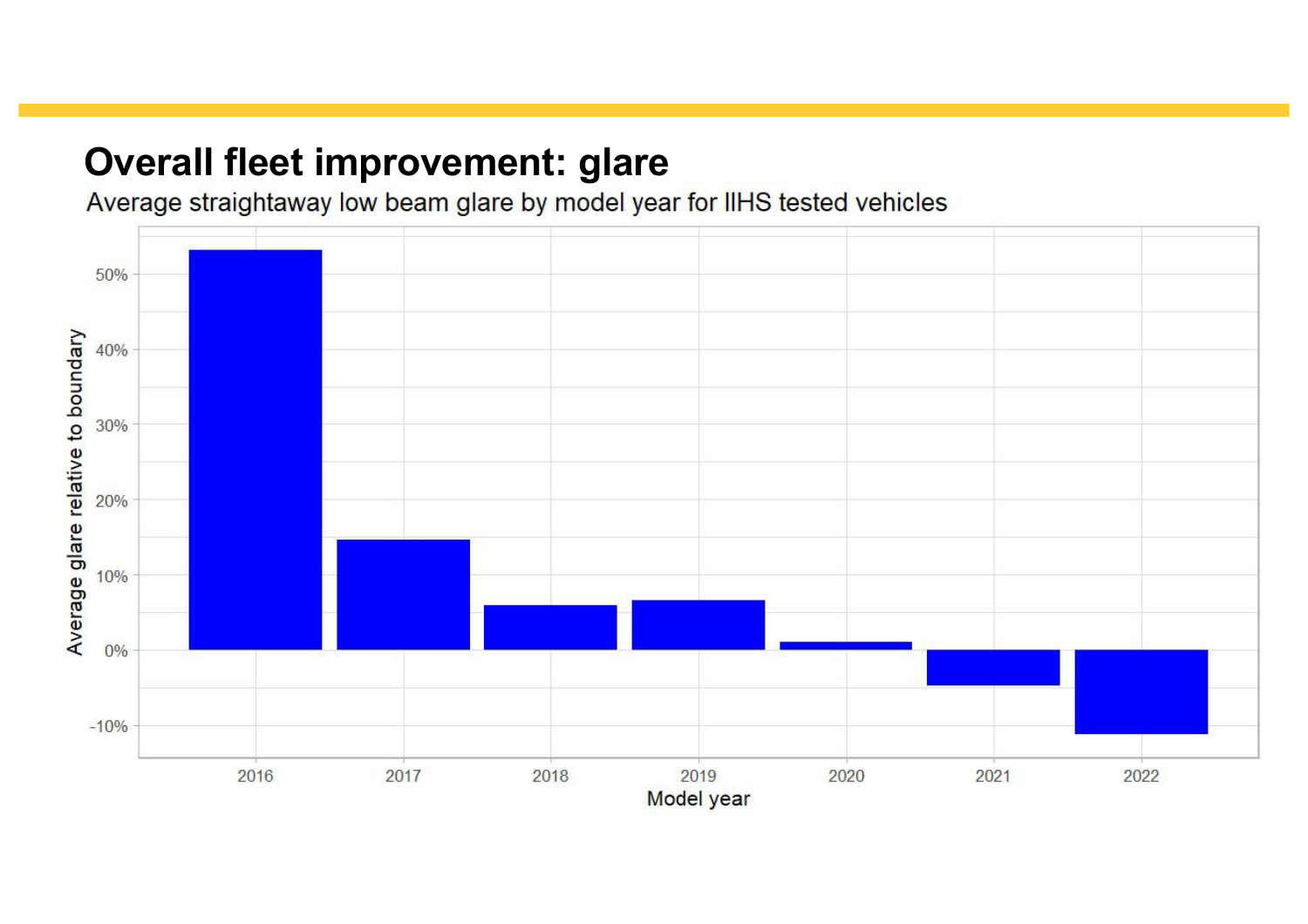# Overall fleet improvement: glare

Average straightaway low beam glare by model year for IIHS tested vehicles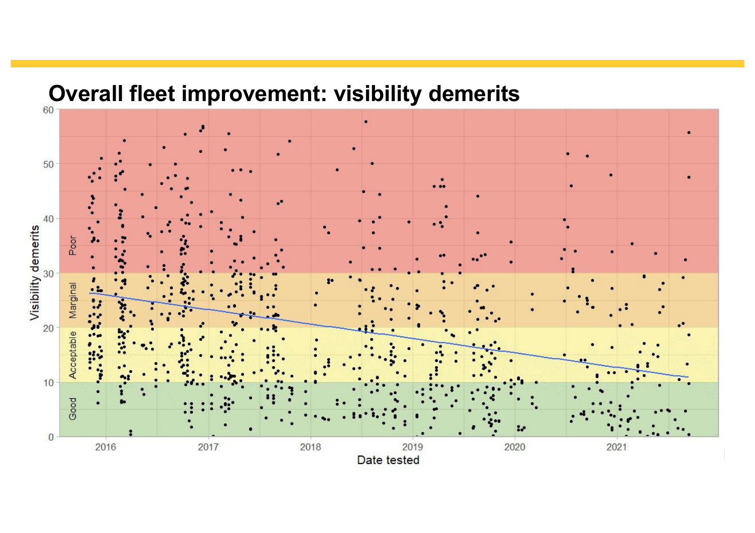# Overall fleet improvement: visibility demerits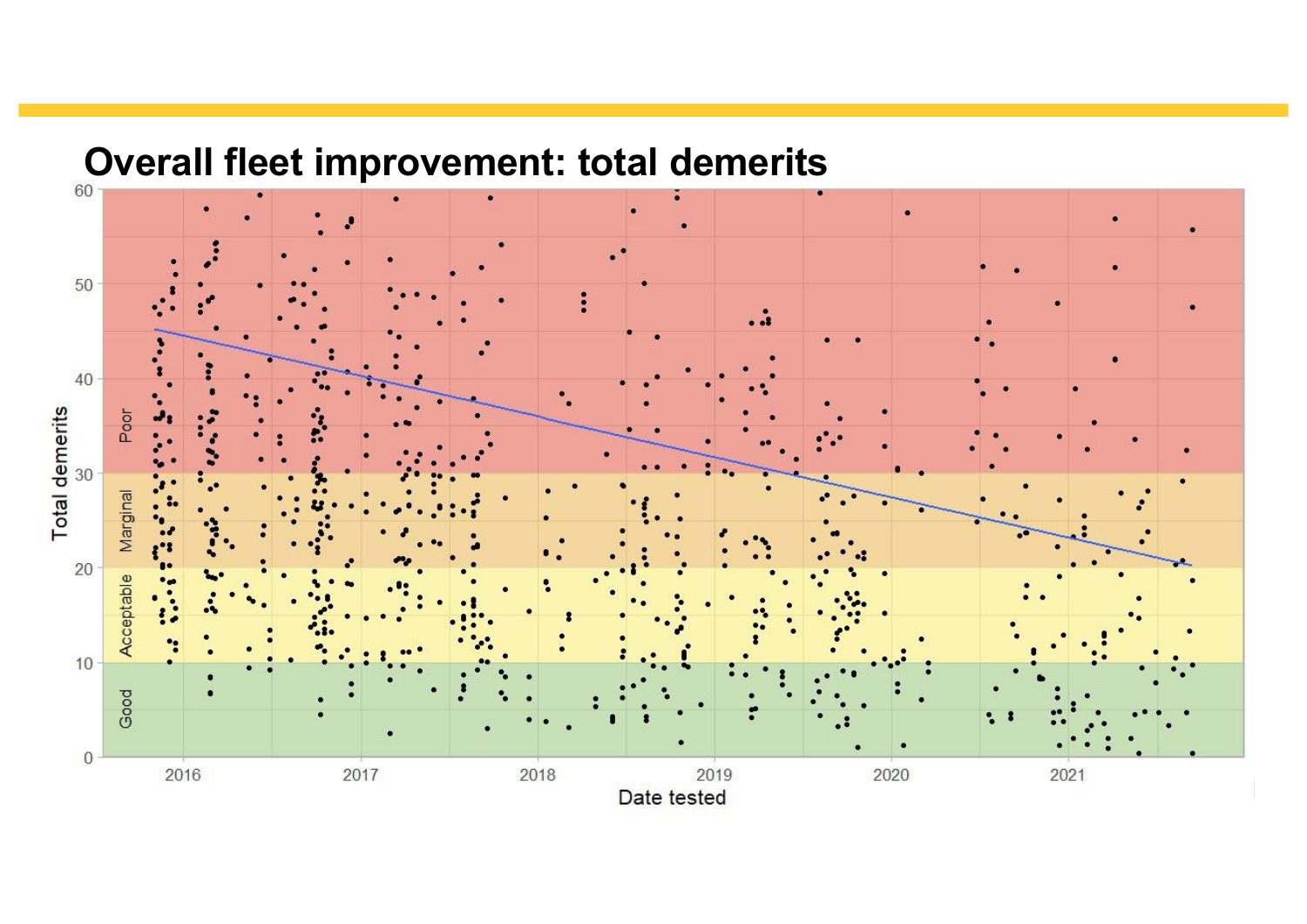## Overall fleet improvement: total demerits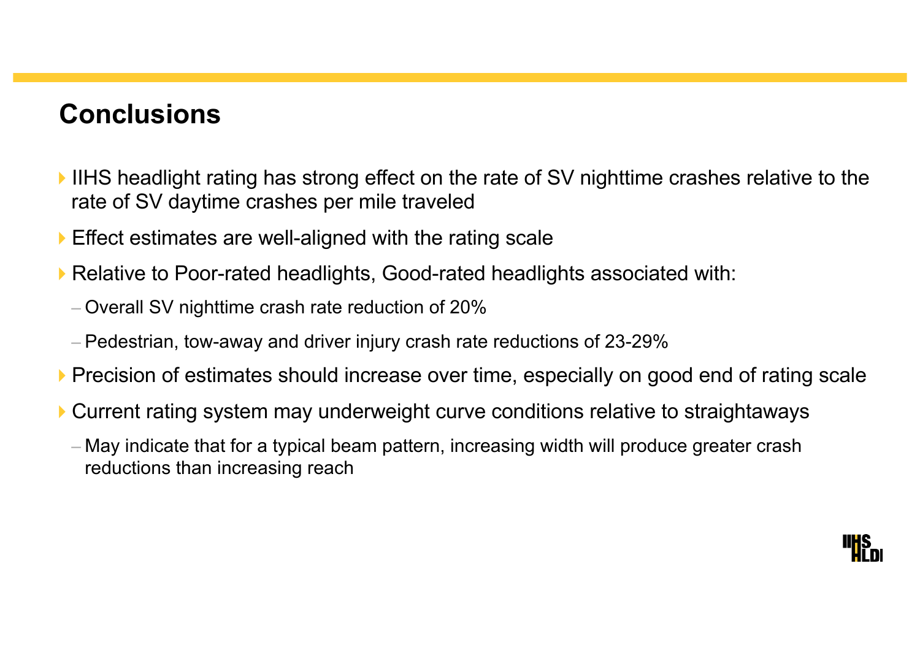## Conclusions

- IIHS headlight rating has strong effect on the rate of SV nighttime crashes relative to the rate of SV daytime crashes per mile traveled
- Effect estimates are well-aligned with the rating scale
- Relative to Poor-rated headlights, Good-rated headlights associated with:
  - Overall SV nighttime crash rate reduction of 20%
  - Pedestrian, tow-away and driver injury crash rate reductions of 23-29%
- Precision of estimates should increase over time, especially on good end of rating scale
- Current rating system may underweight curve conditions relative to straightaways
  - May indicate that for a typical beam pattern, increasing width will produce greater crash reductions than increasing reach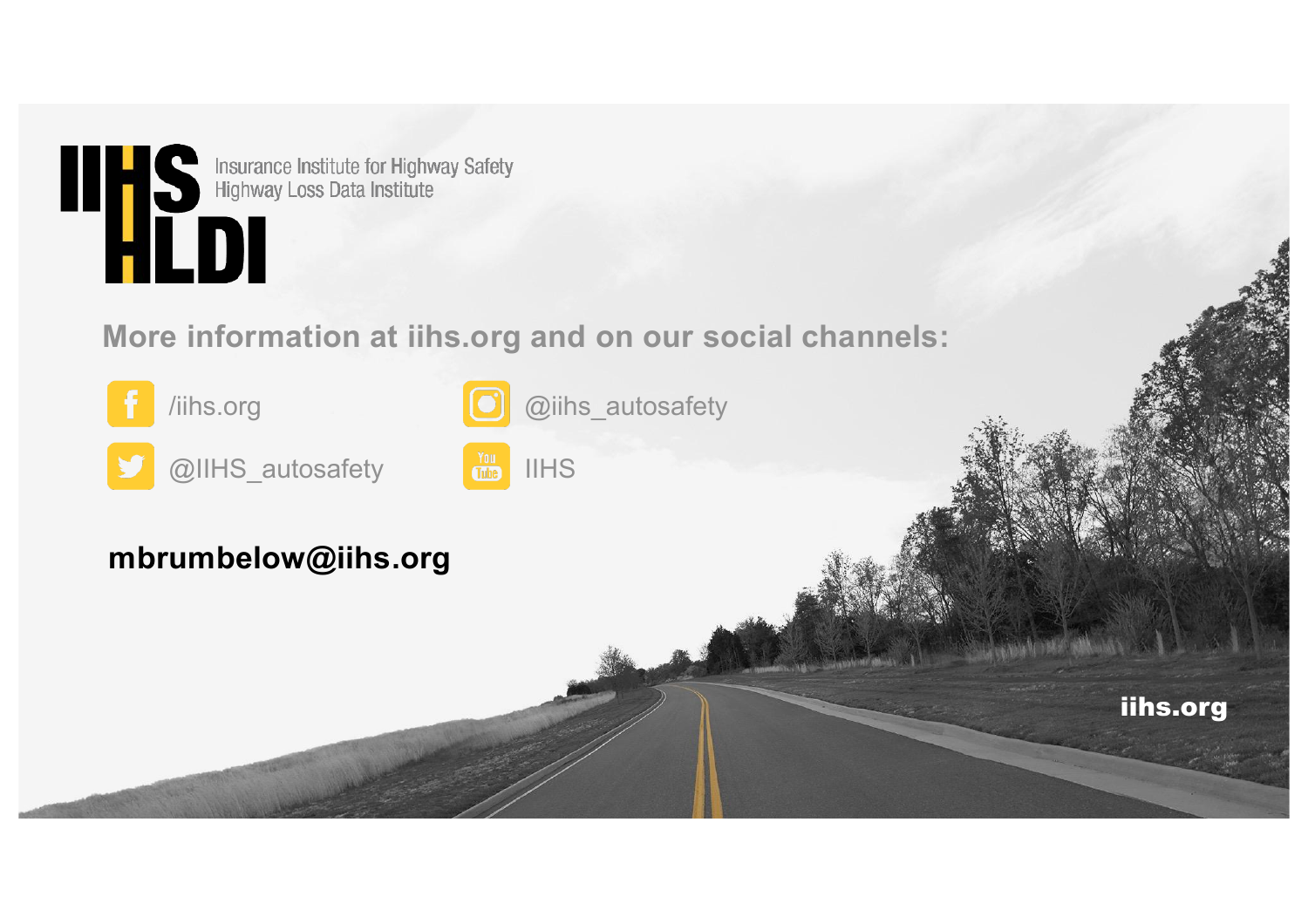IIHS HLDI

Insurance Institute for Highway Safety
Highway Loss Data Institute

**More information at iihs.org and on our social channels:**

- /iihs.org
- @IIHS_autosafety
- @iihs_autosafety
- IIHS

**mbrumbelow@iihs.org**

**iihs.org**